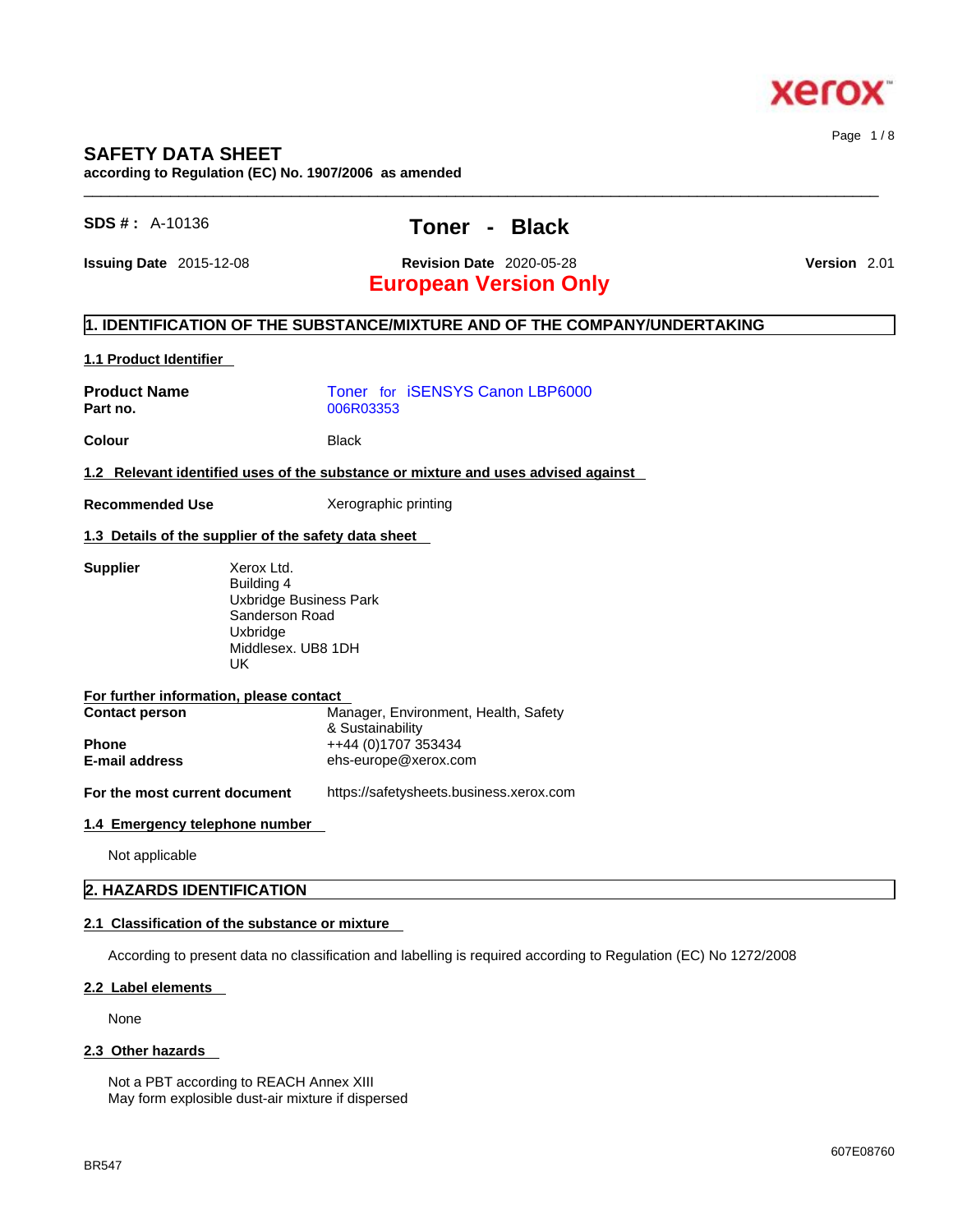# SAFETY DATA SHEET

**according to Regulation (EC) No. 1907/2006 as amended**

**SDS # :** A-10136

## Toner - Black

**Issuing Date** 2015-12-08 **Revision Date** 2020-05-28 **Version** 2.01

**European Version Only**

## 1. IDENTIFICATION OF THE SUBSTANCE/MIXTURE AND OF THE COMPANY/UNDERTAKING

### 1.1 Product Identifier

**Product Name** Toner for iSENSYS Canon LBP6000
**Part no.** 006R03353

**Colour** Black

### 1.2 Relevant identified uses of the substance or mixture and uses advised against

**Recommended Use** Xerographic printing

### 1.3 Details of the supplier of the safety data sheet

**Supplier**
Xerox Ltd.
Building 4
Uxbridge Business Park
Sanderson Road
Uxbridge
Middlesex. UB8 1DH
UK

**For further information, please contact**

**Contact person** Manager, Environment, Health, Safety & Sustainability
**Phone** ++44 (0)1707 353434
**E-mail address** ehs-europe@xerox.com

**For the most current document** https://safetysheets.business.xerox.com

### 1.4 Emergency telephone number

Not applicable

## 2. HAZARDS IDENTIFICATION

### 2.1 Classification of the substance or mixture

According to present data no classification and labelling is required according to Regulation (EC) No 1272/2008

### 2.2 Label elements

None

### 2.3 Other hazards

Not a PBT according to REACH Annex XIII
May form explosible dust-air mixture if dispersed

BR547

607E08760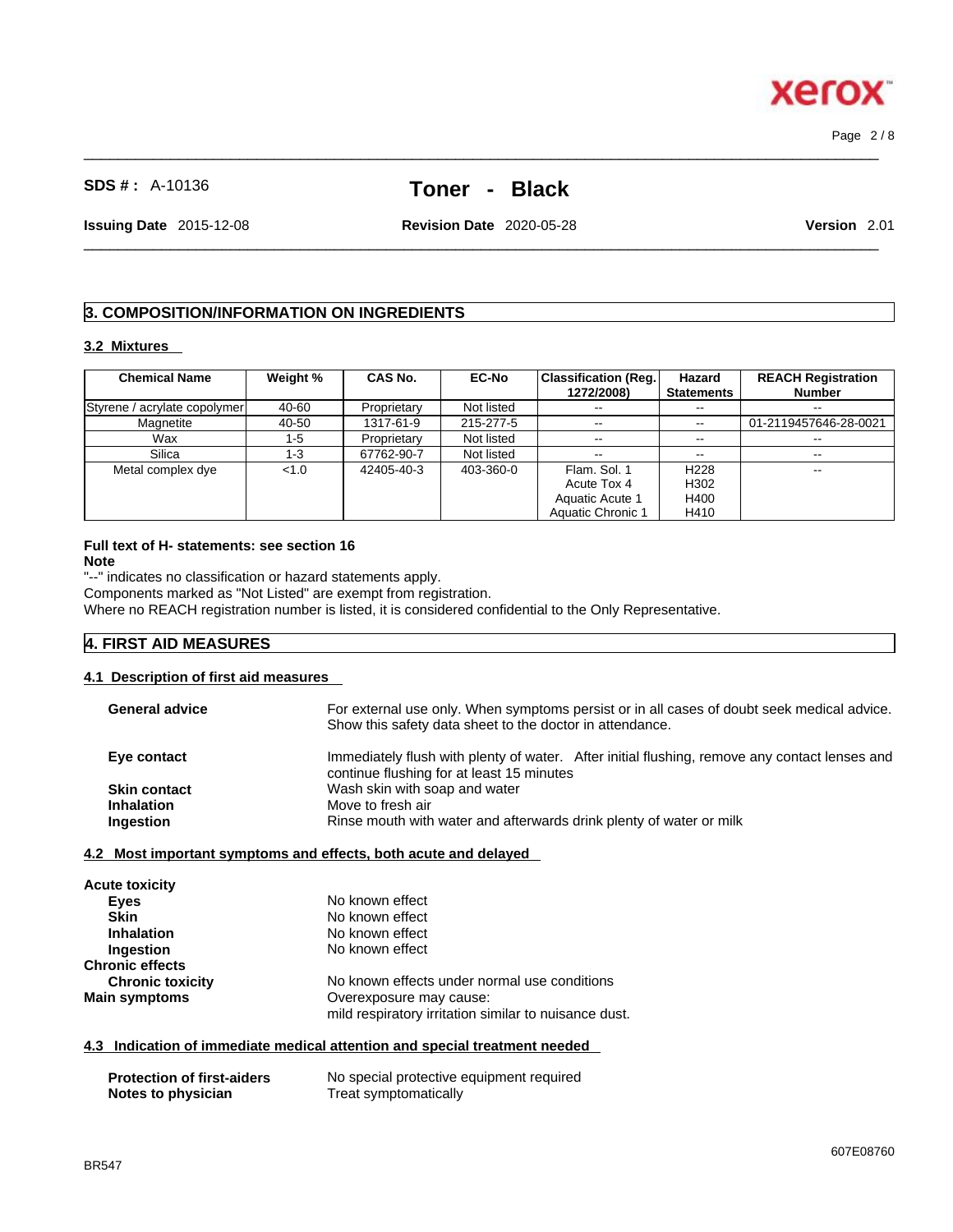## 3. COMPOSITION/INFORMATION ON INGREDIENTS

### 3.2 Mixtures

| Chemical Name | Weight % | CAS No. | EC-No | Classification (Reg. 1272/2008) | Hazard Statements | REACH Registration Number |
|---|---|---|---|---|---|---|
| Styrene / acrylate copolymer | 40-60 | Proprietary | Not listed | -- | -- | -- |
| Magnetite | 40-50 | 1317-61-9 | 215-277-5 | -- | -- | 01-2119457646-28-0021 |
| Wax | 1-5 | Proprietary | Not listed | -- | -- | -- |
| Silica | 1-3 | 67762-90-7 | Not listed | -- | -- | -- |
| Metal complex dye | <1.0 | 42405-40-3 | 403-360-0 | Flam. Sol. 1<br>Acute Tox 4<br>Aquatic Acute 1<br>Aquatic Chronic 1 | H228<br>H302<br>H400<br>H410 | -- |

**Full text of H- statements: see section 16**

**Note**

"--" indicates no classification or hazard statements apply.
Components marked as "Not Listed" are exempt from registration.
Where no REACH registration number is listed, it is considered confidential to the Only Representative.

## 4. FIRST AID MEASURES

### 4.1 Description of first aid measures

**General advice**: For external use only. When symptoms persist or in all cases of doubt seek medical advice. Show this safety data sheet to the doctor in attendance.

**Eye contact**: Immediately flush with plenty of water. After initial flushing, remove any contact lenses and continue flushing for at least 15 minutes

**Skin contact**: Wash skin with soap and water

**Inhalation**: Move to fresh air

**Ingestion**: Rinse mouth with water and afterwards drink plenty of water or milk

### 4.2 Most important symptoms and effects, both acute and delayed

**Acute toxicity**

**Eyes**: No known effect

**Skin**: No known effect

**Inhalation**: No known effect

**Ingestion**: No known effect

**Chronic effects**

**Chronic toxicity**: No known effects under normal use conditions

**Main symptoms**: Overexposure may cause:
mild respiratory irritation similar to nuisance dust.

### 4.3 Indication of immediate medical attention and special treatment needed

**Protection of first-aiders**: No special protective equipment required

**Notes to physician**: Treat symptomatically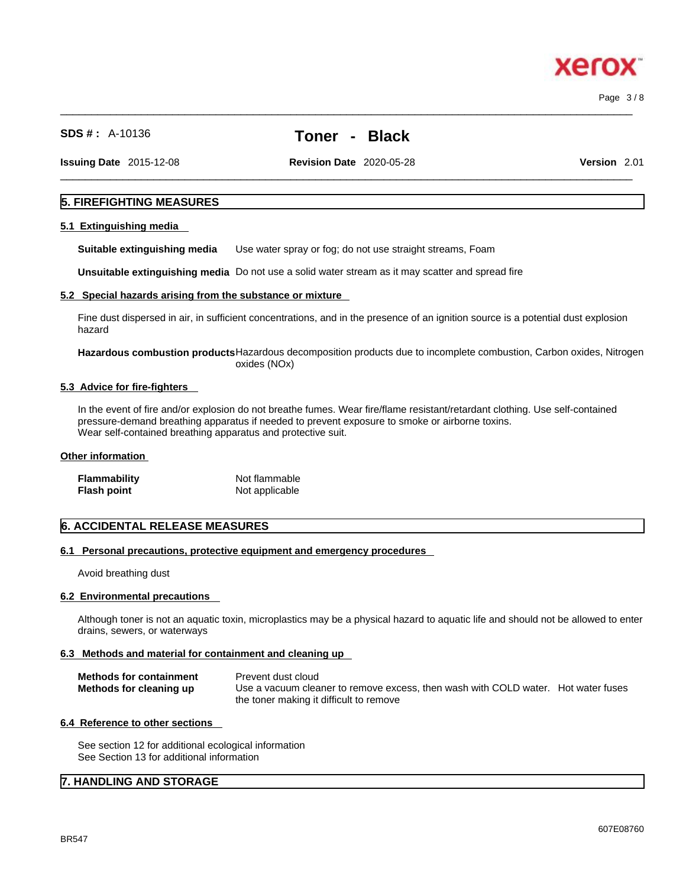## 5. FIREFIGHTING MEASURES

### 5.1 Extinguishing media

**Suitable extinguishing media** Use water spray or fog; do not use straight streams, Foam

**Unsuitable extinguishing media** Do not use a solid water stream as it may scatter and spread fire

### 5.2 Special hazards arising from the substance or mixture

Fine dust dispersed in air, in sufficient concentrations, and in the presence of an ignition source is a potential dust explosion hazard

**Hazardous combustion products** Hazardous decomposition products due to incomplete combustion, Carbon oxides, Nitrogen oxides (NOx)

### 5.3 Advice for fire-fighters

In the event of fire and/or explosion do not breathe fumes. Wear fire/flame resistant/retardant clothing. Use self-contained pressure-demand breathing apparatus if needed to prevent exposure to smoke or airborne toxins.
Wear self-contained breathing apparatus and protective suit.

### Other information

**Flammability** Not flammable
**Flash point** Not applicable

## 6. ACCIDENTAL RELEASE MEASURES

### 6.1 Personal precautions, protective equipment and emergency procedures

Avoid breathing dust

### 6.2 Environmental precautions

Although toner is not an aquatic toxin, microplastics may be a physical hazard to aquatic life and should not be allowed to enter drains, sewers, or waterways

### 6.3 Methods and material for containment and cleaning up

**Methods for containment** Prevent dust cloud
**Methods for cleaning up** Use a vacuum cleaner to remove excess, then wash with COLD water. Hot water fuses the toner making it difficult to remove

### 6.4 Reference to other sections

See section 12 for additional ecological information
See Section 13 for additional information

## 7. HANDLING AND STORAGE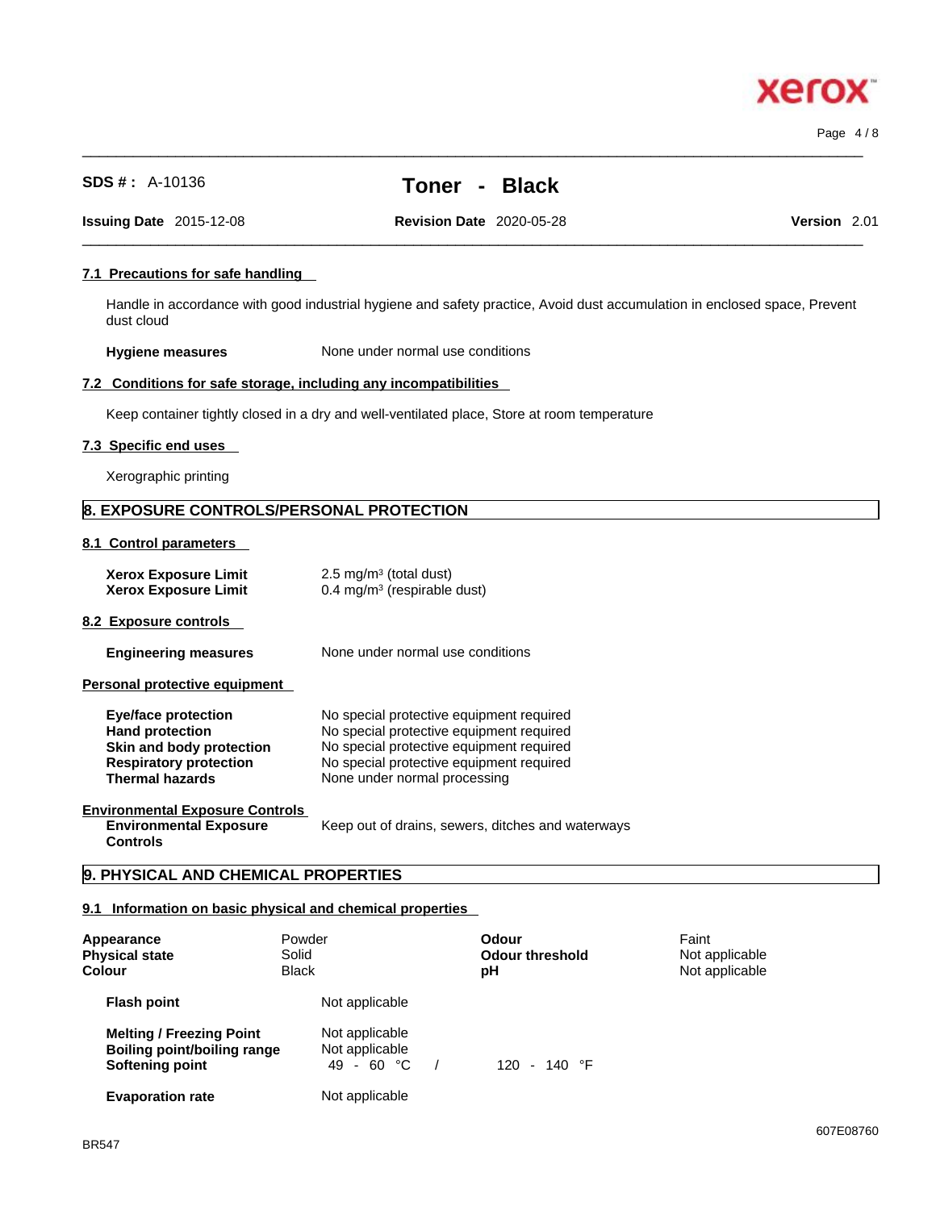SDS # : A-10136

# Toner - Black

**Issuing Date** 2015-12-08 **Revision Date** 2020-05-28 **Version** 2.01

### 7.1 Precautions for safe handling

Handle in accordance with good industrial hygiene and safety practice, Avoid dust accumulation in enclosed space, Prevent dust cloud

**Hygiene measures** None under normal use conditions

### 7.2 Conditions for safe storage, including any incompatibilities

Keep container tightly closed in a dry and well-ventilated place, Store at room temperature

### 7.3 Specific end uses

Xerographic printing

## 8. EXPOSURE CONTROLS/PERSONAL PROTECTION

### 8.1 Control parameters

| | |
|---|---|
| **Xerox Exposure Limit** | 2.5 mg/m³ (total dust) |
| **Xerox Exposure Limit** | 0.4 mg/m³ (respirable dust) |

### 8.2 Exposure controls

**Engineering measures** None under normal use conditions

**Personal protective equipment**

| | |
|---|---|
| **Eye/face protection** | No special protective equipment required |
| **Hand protection** | No special protective equipment required |
| **Skin and body protection** | No special protective equipment required |
| **Respiratory protection** | No special protective equipment required |
| **Thermal hazards** | None under normal processing |

**Environmental Exposure Controls**

**Environmental Exposure Controls** Keep out of drains, sewers, ditches and waterways

## 9. PHYSICAL AND CHEMICAL PROPERTIES

### 9.1 Information on basic physical and chemical properties

| | | | |
|---|---|---|---|
| **Appearance** | Powder | **Odour** | Faint |
| **Physical state** | Solid | **Odour threshold** | Not applicable |
| **Colour** | Black | **pH** | Not applicable |

| | | |
|---|---|---|
| **Flash point** | Not applicable | |
| **Melting / Freezing Point** | Not applicable | |
| **Boiling point/boiling range** | Not applicable | |
| **Softening point** | 49 - 60 °C / | 120 - 140 °F |
| **Evaporation rate** | Not applicable | |

BR547

607E08760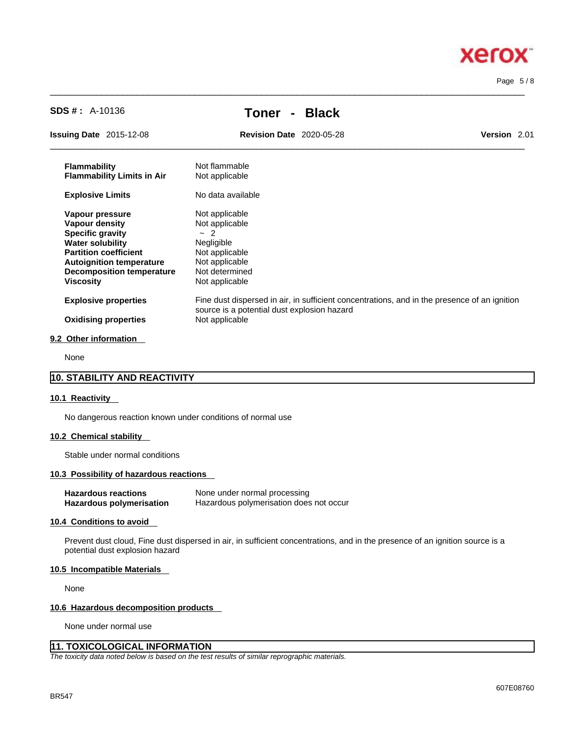| | |
|---|---|
| **Flammability** | Not flammable |
| **Flammability Limits in Air** | Not applicable |
| **Explosive Limits** | No data available |
| **Vapour pressure** | Not applicable |
| **Vapour density** | Not applicable |
| **Specific gravity** | ~ 2 |
| **Water solubility** | Negligible |
| **Partition coefficient** | Not applicable |
| **Autoignition temperature** | Not applicable |
| **Decomposition temperature** | Not determined |
| **Viscosity** | Not applicable |
| **Explosive properties** | Fine dust dispersed in air, in sufficient concentrations, and in the presence of an ignition source is a potential dust explosion hazard |
| **Oxidising properties** | Not applicable |

### 9.2 Other information

None

## 10. STABILITY AND REACTIVITY

### 10.1 Reactivity

No dangerous reaction known under conditions of normal use

### 10.2 Chemical stability

Stable under normal conditions

### 10.3 Possibility of hazardous reactions

| | |
|---|---|
| **Hazardous reactions** | None under normal processing |
| **Hazardous polymerisation** | Hazardous polymerisation does not occur |

### 10.4 Conditions to avoid

Prevent dust cloud, Fine dust dispersed in air, in sufficient concentrations, and in the presence of an ignition source is a potential dust explosion hazard

### 10.5 Incompatible Materials

None

### 10.6 Hazardous decomposition products

None under normal use

## 11. TOXICOLOGICAL INFORMATION

*The toxicity data noted below is based on the test results of similar reprographic materials.*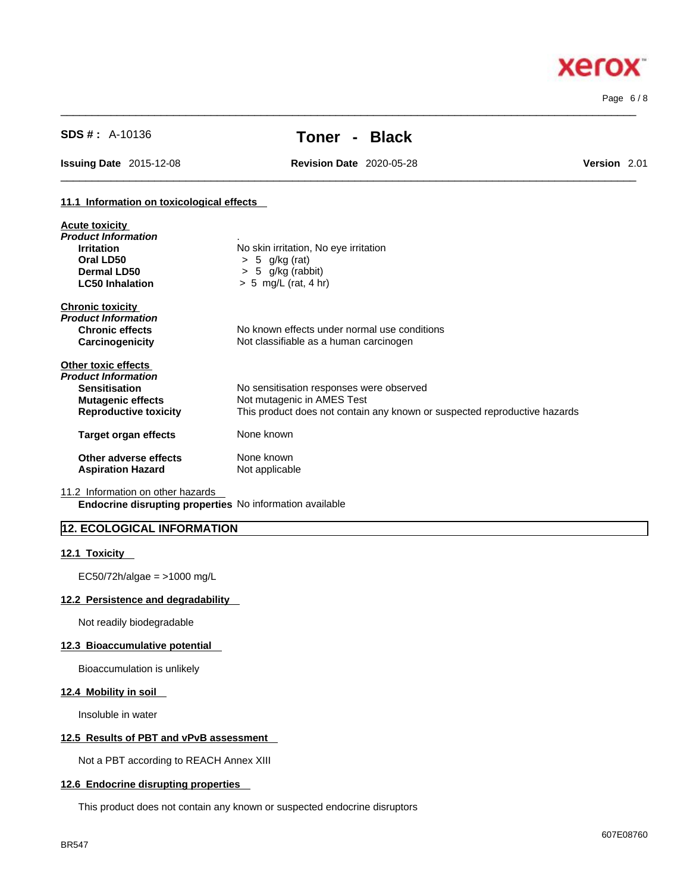### 11.1 Information on toxicological effects

**Acute toxicity**

***Product Information***

| | |
|---|---|
| **Irritation** | No skin irritation, No eye irritation |
| **Oral LD50** | > 5 g/kg (rat) |
| **Dermal LD50** | > 5 g/kg (rabbit) |
| **LC50 Inhalation** | > 5 mg/L (rat, 4 hr) |

**Chronic toxicity**

***Product Information***

| | |
|---|---|
| **Chronic effects** | No known effects under normal use conditions |
| **Carcinogenicity** | Not classifiable as a human carcinogen |

**Other toxic effects**

***Product Information***

| | |
|---|---|
| **Sensitisation** | No sensitisation responses were observed |
| **Mutagenic effects** | Not mutagenic in AMES Test |
| **Reproductive toxicity** | This product does not contain any known or suspected reproductive hazards |
| **Target organ effects** | None known |
| **Other adverse effects** | None known |
| **Aspiration Hazard** | Not applicable |

11.2 Information on other hazards

**Endocrine disrupting properties** No information available

## 12. ECOLOGICAL INFORMATION

### 12.1 Toxicity

EC50/72h/algae = >1000 mg/L

### 12.2 Persistence and degradability

Not readily biodegradable

### 12.3 Bioaccumulative potential

Bioaccumulation is unlikely

### 12.4 Mobility in soil

Insoluble in water

### 12.5 Results of PBT and vPvB assessment

Not a PBT according to REACH Annex XIII

### 12.6 Endocrine disrupting properties

This product does not contain any known or suspected endocrine disruptors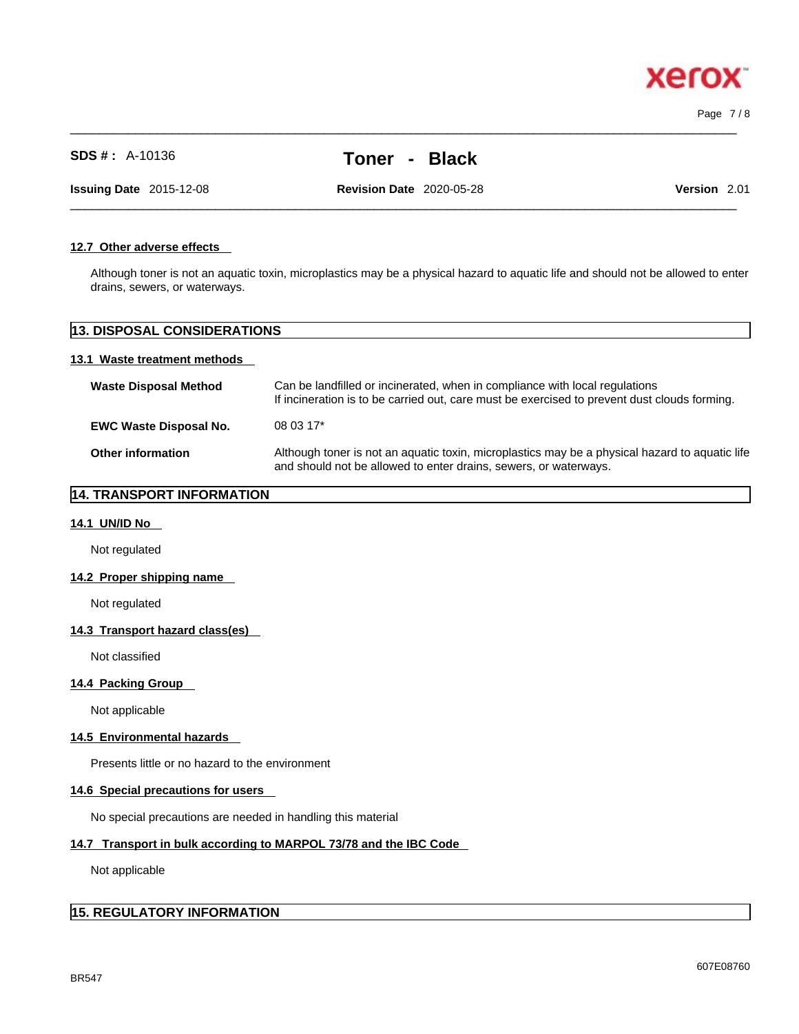#### 12.7 Other adverse effects

Although toner is not an aquatic toxin, microplastics may be a physical hazard to aquatic life and should not be allowed to enter drains, sewers, or waterways.

## 13. DISPOSAL CONSIDERATIONS

#### 13.1 Waste treatment methods

| | |
|---|---|
| **Waste Disposal Method** | Can be landfilled or incinerated, when in compliance with local regulations<br>If incineration is to be carried out, care must be exercised to prevent dust clouds forming. |
| **EWC Waste Disposal No.** | 08 03 17* |
| **Other information** | Although toner is not an aquatic toxin, microplastics may be a physical hazard to aquatic life and should not be allowed to enter drains, sewers, or waterways. |

## 14. TRANSPORT INFORMATION

#### 14.1 UN/ID No

Not regulated

#### 14.2 Proper shipping name

Not regulated

#### 14.3 Transport hazard class(es)

Not classified

#### 14.4 Packing Group

Not applicable

#### 14.5 Environmental hazards

Presents little or no hazard to the environment

#### 14.6 Special precautions for users

No special precautions are needed in handling this material

#### 14.7 Transport in bulk according to MARPOL 73/78 and the IBC Code

Not applicable

## 15. REGULATORY INFORMATION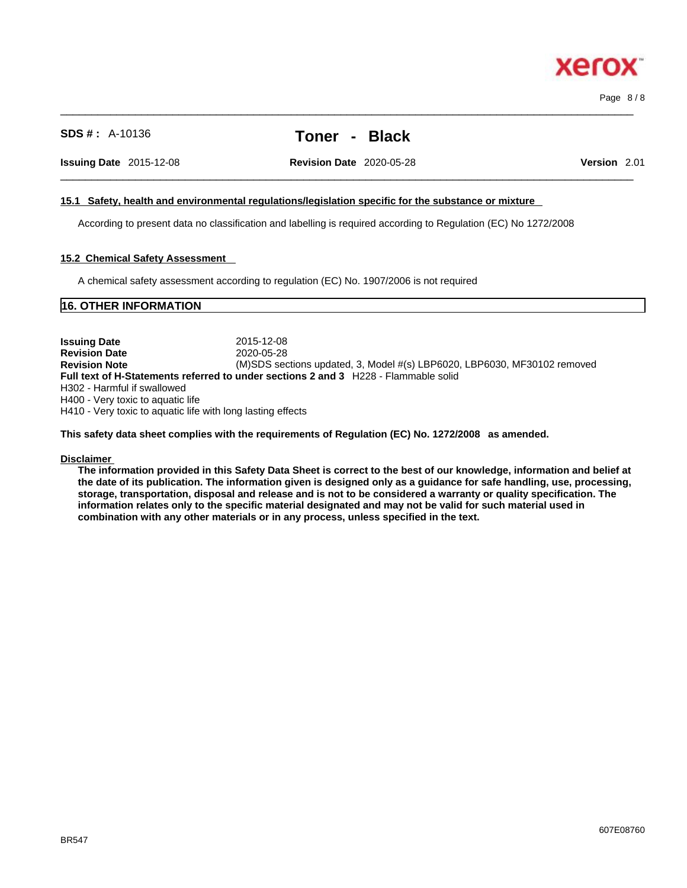#### 15.1 Safety, health and environmental regulations/legislation specific for the substance or mixture

According to present data no classification and labelling is required according to Regulation (EC) No 1272/2008

#### 15.2 Chemical Safety Assessment

A chemical safety assessment according to regulation (EC) No. 1907/2006 is not required

## 16. OTHER INFORMATION

**Issuing Date** 2015-12-08
**Revision Date** 2020-05-28
**Revision Note** (M)SDS sections updated, 3, Model #(s) LBP6020, LBP6030, MF30102 removed
**Full text of H-Statements referred to under sections 2 and 3** H228 - Flammable solid
H302 - Harmful if swallowed
H400 - Very toxic to aquatic life
H410 - Very toxic to aquatic life with long lasting effects

**This safety data sheet complies with the requirements of Regulation (EC) No. 1272/2008 as amended.**

**Disclaimer**

**The information provided in this Safety Data Sheet is correct to the best of our knowledge, information and belief at the date of its publication. The information given is designed only as a guidance for safe handling, use, processing, storage, transportation, disposal and release and is not to be considered a warranty or quality specification. The information relates only to the specific material designated and may not be valid for such material used in combination with any other materials or in any process, unless specified in the text.**